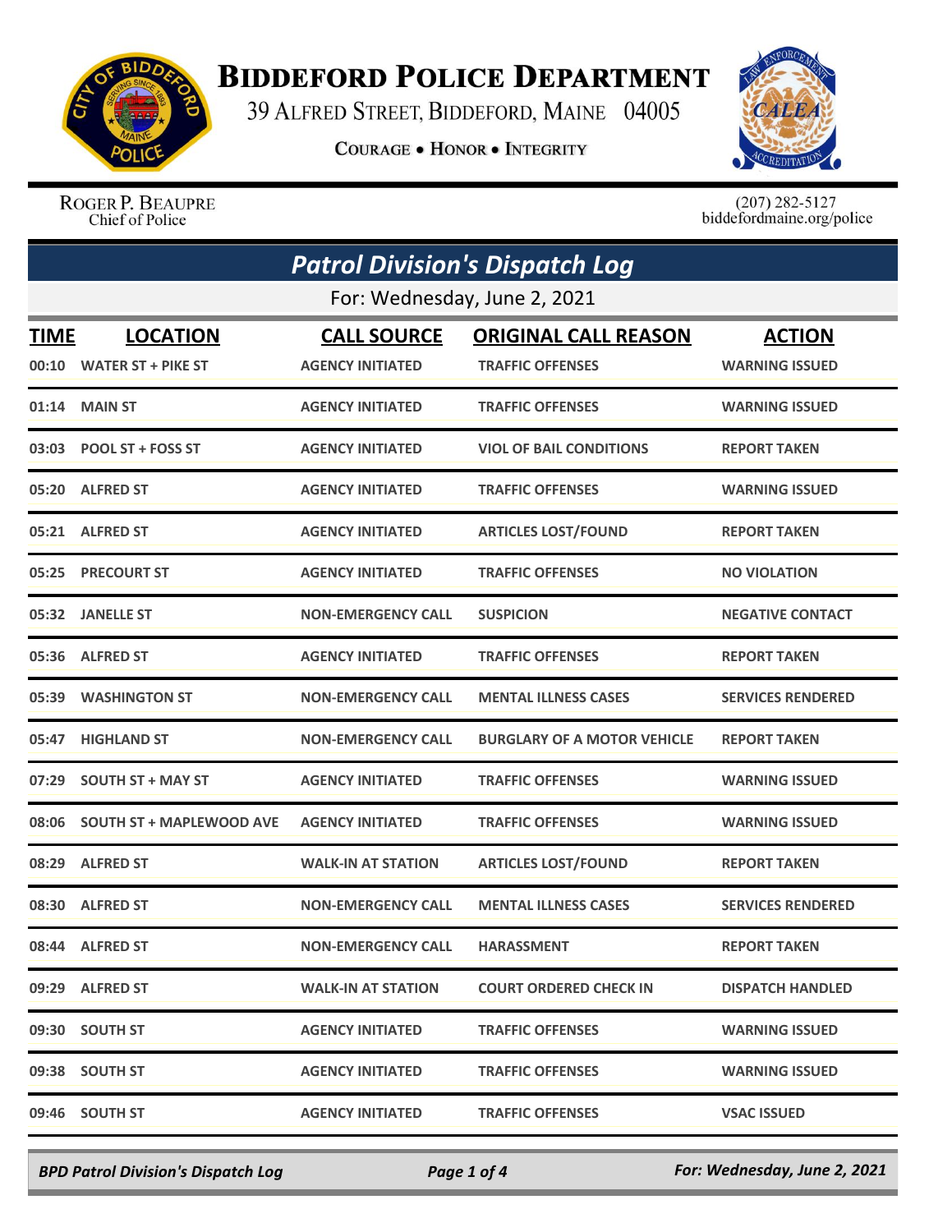# BIDDEFORD POLICE DEPARTMENT

39 ALFRED STREET, BIDDEFORD, MAINE 04005

COURAGE • HONOR • INTEGRITY

ROGER P. BEAUPRE
Chief of Police

(207) 282-5127
biddefordmaine.org/police

## *Patrol Division's Dispatch Log*

For: Wednesday, June 2, 2021

| TIME | LOCATION | CALL SOURCE | ORIGINAL CALL REASON | ACTION |
|---|---|---|---|---|
| 00:10 | WATER ST + PIKE ST | AGENCY INITIATED | TRAFFIC OFFENSES | WARNING ISSUED |
| 01:14 | MAIN ST | AGENCY INITIATED | TRAFFIC OFFENSES | WARNING ISSUED |
| 03:03 | POOL ST + FOSS ST | AGENCY INITIATED | VIOL OF BAIL CONDITIONS | REPORT TAKEN |
| 05:20 | ALFRED ST | AGENCY INITIATED | TRAFFIC OFFENSES | WARNING ISSUED |
| 05:21 | ALFRED ST | AGENCY INITIATED | ARTICLES LOST/FOUND | REPORT TAKEN |
| 05:25 | PRECOURT ST | AGENCY INITIATED | TRAFFIC OFFENSES | NO VIOLATION |
| 05:32 | JANELLE ST | NON-EMERGENCY CALL | SUSPICION | NEGATIVE CONTACT |
| 05:36 | ALFRED ST | AGENCY INITIATED | TRAFFIC OFFENSES | REPORT TAKEN |
| 05:39 | WASHINGTON ST | NON-EMERGENCY CALL | MENTAL ILLNESS CASES | SERVICES RENDERED |
| 05:47 | HIGHLAND ST | NON-EMERGENCY CALL | BURGLARY OF A MOTOR VEHICLE | REPORT TAKEN |
| 07:29 | SOUTH ST + MAY ST | AGENCY INITIATED | TRAFFIC OFFENSES | WARNING ISSUED |
| 08:06 | SOUTH ST + MAPLEWOOD AVE | AGENCY INITIATED | TRAFFIC OFFENSES | WARNING ISSUED |
| 08:29 | ALFRED ST | WALK-IN AT STATION | ARTICLES LOST/FOUND | REPORT TAKEN |
| 08:30 | ALFRED ST | NON-EMERGENCY CALL | MENTAL ILLNESS CASES | SERVICES RENDERED |
| 08:44 | ALFRED ST | NON-EMERGENCY CALL | HARASSMENT | REPORT TAKEN |
| 09:29 | ALFRED ST | WALK-IN AT STATION | COURT ORDERED CHECK IN | DISPATCH HANDLED |
| 09:30 | SOUTH ST | AGENCY INITIATED | TRAFFIC OFFENSES | WARNING ISSUED |
| 09:38 | SOUTH ST | AGENCY INITIATED | TRAFFIC OFFENSES | WARNING ISSUED |
| 09:46 | SOUTH ST | AGENCY INITIATED | TRAFFIC OFFENSES | VSAC ISSUED |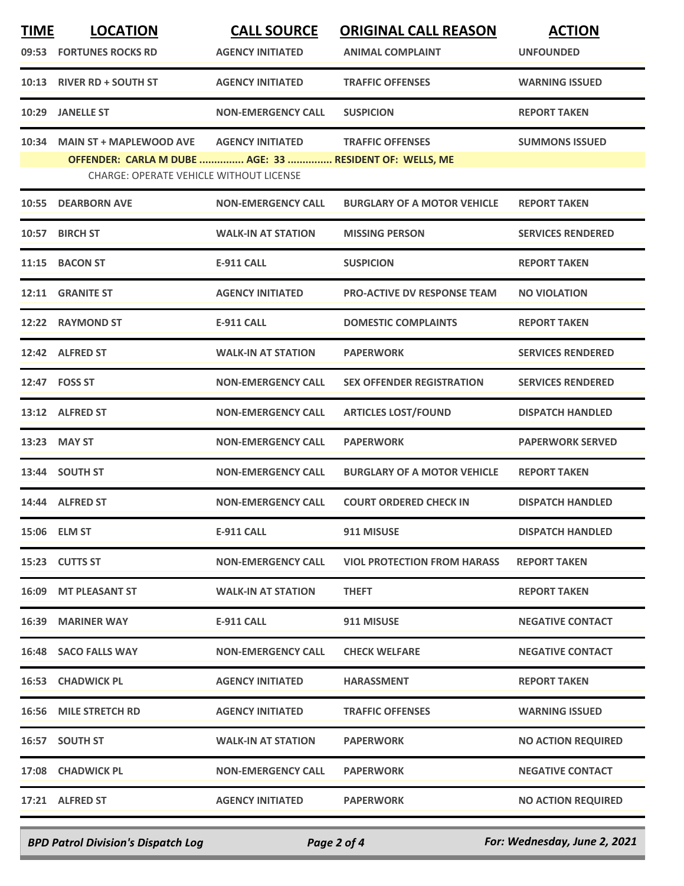| TIME | LOCATION | CALL SOURCE | ORIGINAL CALL REASON | ACTION |
|---|---|---|---|---|
| 09:53 | FORTUNES ROCKS RD | AGENCY INITIATED | ANIMAL COMPLAINT | UNFOUNDED |
| 10:13 | RIVER RD + SOUTH ST | AGENCY INITIATED | TRAFFIC OFFENSES | WARNING ISSUED |
| 10:29 | JANELLE ST | NON-EMERGENCY CALL | SUSPICION | REPORT TAKEN |
| 10:34 | MAIN ST + MAPLEWOOD AVE | AGENCY INITIATED | TRAFFIC OFFENSES | SUMMONS ISSUED |
| | OFFENDER: CARLA M DUBE ............... AGE: 33 ............... RESIDENT OF: WELLS, ME | | | |
| | CHARGE: OPERATE VEHICLE WITHOUT LICENSE | | | |
| 10:55 | DEARBORN AVE | NON-EMERGENCY CALL | BURGLARY OF A MOTOR VEHICLE | REPORT TAKEN |
| 10:57 | BIRCH ST | WALK-IN AT STATION | MISSING PERSON | SERVICES RENDERED |
| 11:15 | BACON ST | E-911 CALL | SUSPICION | REPORT TAKEN |
| 12:11 | GRANITE ST | AGENCY INITIATED | PRO-ACTIVE DV RESPONSE TEAM | NO VIOLATION |
| 12:22 | RAYMOND ST | E-911 CALL | DOMESTIC COMPLAINTS | REPORT TAKEN |
| 12:42 | ALFRED ST | WALK-IN AT STATION | PAPERWORK | SERVICES RENDERED |
| 12:47 | FOSS ST | NON-EMERGENCY CALL | SEX OFFENDER REGISTRATION | SERVICES RENDERED |
| 13:12 | ALFRED ST | NON-EMERGENCY CALL | ARTICLES LOST/FOUND | DISPATCH HANDLED |
| 13:23 | MAY ST | NON-EMERGENCY CALL | PAPERWORK | PAPERWORK SERVED |
| 13:44 | SOUTH ST | NON-EMERGENCY CALL | BURGLARY OF A MOTOR VEHICLE | REPORT TAKEN |
| 14:44 | ALFRED ST | NON-EMERGENCY CALL | COURT ORDERED CHECK IN | DISPATCH HANDLED |
| 15:06 | ELM ST | E-911 CALL | 911 MISUSE | DISPATCH HANDLED |
| 15:23 | CUTTS ST | NON-EMERGENCY CALL | VIOL PROTECTION FROM HARASS | REPORT TAKEN |
| 16:09 | MT PLEASANT ST | WALK-IN AT STATION | THEFT | REPORT TAKEN |
| 16:39 | MARINER WAY | E-911 CALL | 911 MISUSE | NEGATIVE CONTACT |
| 16:48 | SACO FALLS WAY | NON-EMERGENCY CALL | CHECK WELFARE | NEGATIVE CONTACT |
| 16:53 | CHADWICK PL | AGENCY INITIATED | HARASSMENT | REPORT TAKEN |
| 16:56 | MILE STRETCH RD | AGENCY INITIATED | TRAFFIC OFFENSES | WARNING ISSUED |
| 16:57 | SOUTH ST | WALK-IN AT STATION | PAPERWORK | NO ACTION REQUIRED |
| 17:08 | CHADWICK PL | NON-EMERGENCY CALL | PAPERWORK | NEGATIVE CONTACT |
| 17:21 | ALFRED ST | AGENCY INITIATED | PAPERWORK | NO ACTION REQUIRED |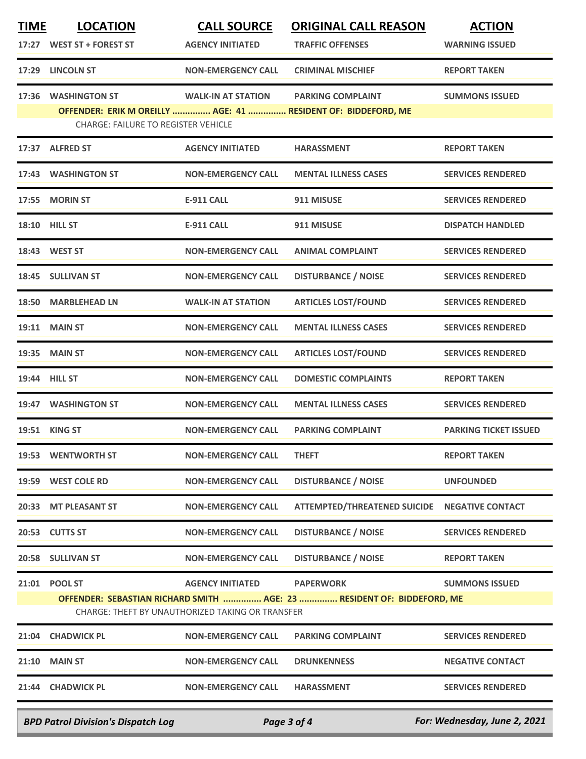| TIME | LOCATION | CALL SOURCE | ORIGINAL CALL REASON | ACTION |
|---|---|---|---|---|
| 17:27 | WEST ST + FOREST ST | AGENCY INITIATED | TRAFFIC OFFENSES | WARNING ISSUED |
| 17:29 | LINCOLN ST | NON-EMERGENCY CALL | CRIMINAL MISCHIEF | REPORT TAKEN |
| 17:36 | WASHINGTON ST | WALK-IN AT STATION | PARKING COMPLAINT | SUMMONS ISSUED |
| | OFFENDER: ERIK M OREILLY ............... AGE: 41 ............... RESIDENT OF: BIDDEFORD, ME | | | |
| | CHARGE: FAILURE TO REGISTER VEHICLE | | | |
| 17:37 | ALFRED ST | AGENCY INITIATED | HARASSMENT | REPORT TAKEN |
| 17:43 | WASHINGTON ST | NON-EMERGENCY CALL | MENTAL ILLNESS CASES | SERVICES RENDERED |
| 17:55 | MORIN ST | E-911 CALL | 911 MISUSE | SERVICES RENDERED |
| 18:10 | HILL ST | E-911 CALL | 911 MISUSE | DISPATCH HANDLED |
| 18:43 | WEST ST | NON-EMERGENCY CALL | ANIMAL COMPLAINT | SERVICES RENDERED |
| 18:45 | SULLIVAN ST | NON-EMERGENCY CALL | DISTURBANCE / NOISE | SERVICES RENDERED |
| 18:50 | MARBLEHEAD LN | WALK-IN AT STATION | ARTICLES LOST/FOUND | SERVICES RENDERED |
| 19:11 | MAIN ST | NON-EMERGENCY CALL | MENTAL ILLNESS CASES | SERVICES RENDERED |
| 19:35 | MAIN ST | NON-EMERGENCY CALL | ARTICLES LOST/FOUND | SERVICES RENDERED |
| 19:44 | HILL ST | NON-EMERGENCY CALL | DOMESTIC COMPLAINTS | REPORT TAKEN |
| 19:47 | WASHINGTON ST | NON-EMERGENCY CALL | MENTAL ILLNESS CASES | SERVICES RENDERED |
| 19:51 | KING ST | NON-EMERGENCY CALL | PARKING COMPLAINT | PARKING TICKET ISSUED |
| 19:53 | WENTWORTH ST | NON-EMERGENCY CALL | THEFT | REPORT TAKEN |
| 19:59 | WEST COLE RD | NON-EMERGENCY CALL | DISTURBANCE / NOISE | UNFOUNDED |
| 20:33 | MT PLEASANT ST | NON-EMERGENCY CALL | ATTEMPTED/THREATENED SUICIDE | NEGATIVE CONTACT |
| 20:53 | CUTTS ST | NON-EMERGENCY CALL | DISTURBANCE / NOISE | SERVICES RENDERED |
| 20:58 | SULLIVAN ST | NON-EMERGENCY CALL | DISTURBANCE / NOISE | REPORT TAKEN |
| 21:01 | POOL ST | AGENCY INITIATED | PAPERWORK | SUMMONS ISSUED |
| | OFFENDER: SEBASTIAN RICHARD SMITH ............... AGE: 23 ............... RESIDENT OF: BIDDEFORD, ME | | | |
| | CHARGE: THEFT BY UNAUTHORIZED TAKING OR TRANSFER | | | |
| 21:04 | CHADWICK PL | NON-EMERGENCY CALL | PARKING COMPLAINT | SERVICES RENDERED |
| 21:10 | MAIN ST | NON-EMERGENCY CALL | DRUNKENNESS | NEGATIVE CONTACT |
| 21:44 | CHADWICK PL | NON-EMERGENCY CALL | HARASSMENT | SERVICES RENDERED |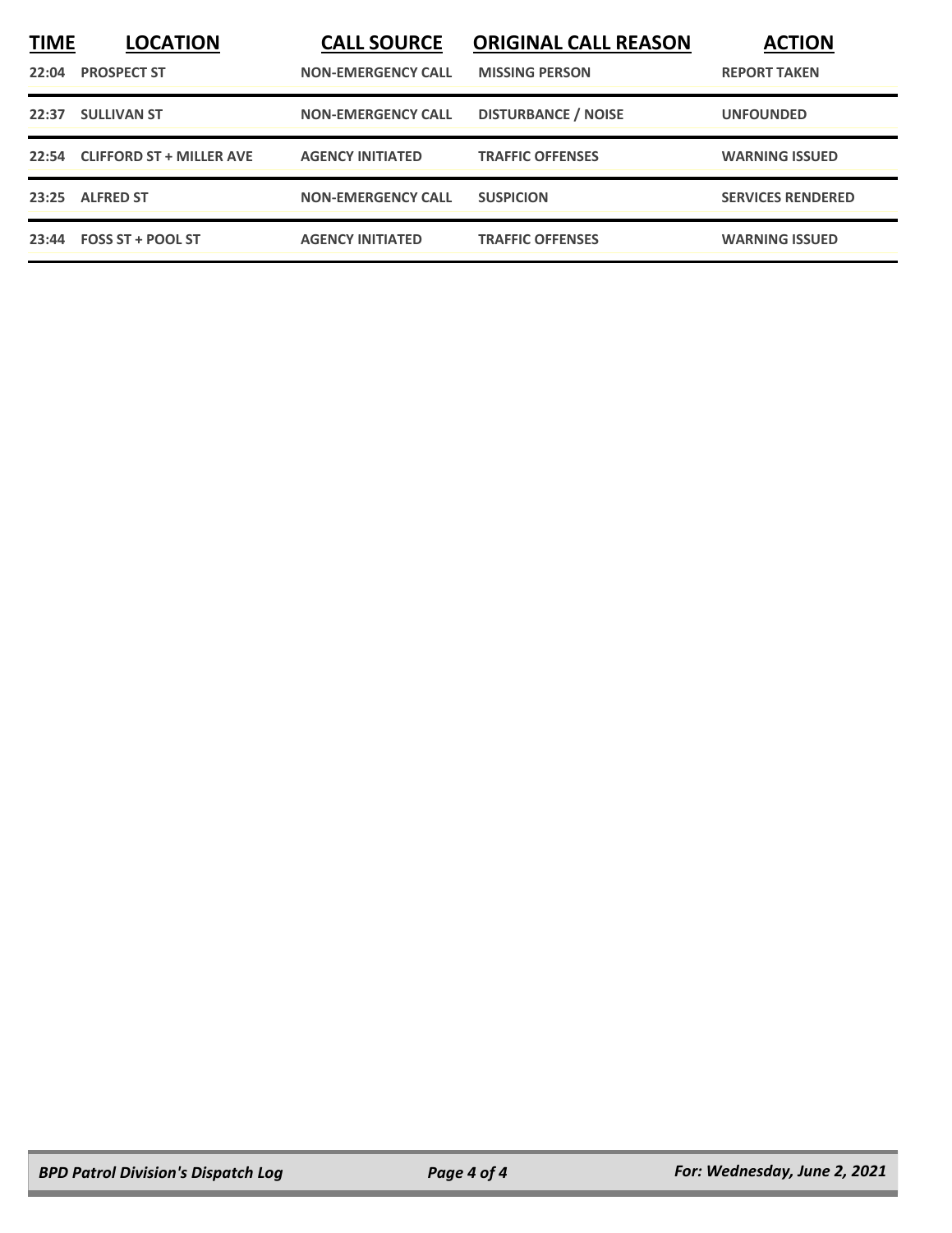| TIME | LOCATION | CALL SOURCE | ORIGINAL CALL REASON | ACTION |
| --- | --- | --- | --- | --- |
| 22:04 | PROSPECT ST | NON-EMERGENCY CALL | MISSING PERSON | REPORT TAKEN |
| 22:37 | SULLIVAN ST | NON-EMERGENCY CALL | DISTURBANCE / NOISE | UNFOUNDED |
| 22:54 | CLIFFORD ST + MILLER AVE | AGENCY INITIATED | TRAFFIC OFFENSES | WARNING ISSUED |
| 23:25 | ALFRED ST | NON-EMERGENCY CALL | SUSPICION | SERVICES RENDERED |
| 23:44 | FOSS ST + POOL ST | AGENCY INITIATED | TRAFFIC OFFENSES | WARNING ISSUED |